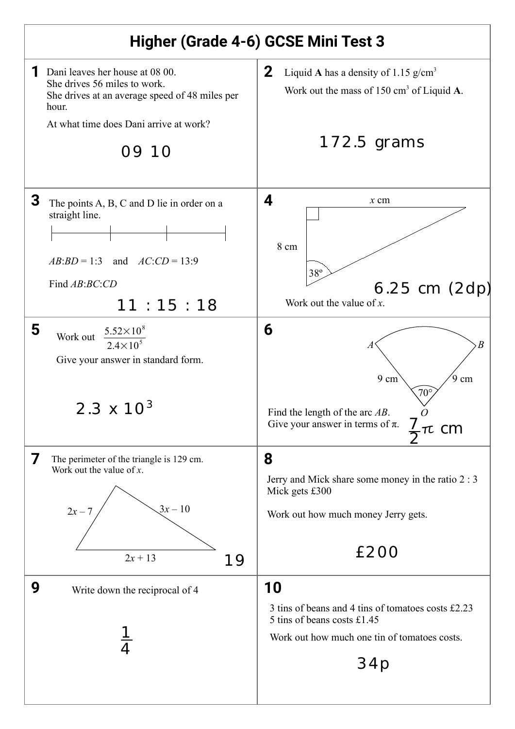# Higher (Grade 4-6) GCSE Mini Test 3

**1** Dani leaves her house at 08 00.
She drives 56 miles to work.
She drives at an average speed of 48 miles per hour.

At what time does Dani arrive at work?

09 10

**2** Liquid **A** has a density of 1.15 g/cm$^3$

Work out the mass of 150 cm$^3$ of Liquid **A**.

172.5 grams

**3** The points A, B, C and D lie in order on a straight line.

$AB$:$BD$ = 1:3 and $AC$:$CD$ = 13:9

Find $AB$:$BC$:$CD$

11 : 15 : 18

**4**

$x$ cm

8 cm

38º

Work out the value of $x$.

6.25 cm (2dp)

**5** Work out $\frac{5.52 \times 10^8}{2.4 \times 10^5}$

Give your answer in standard form.

$2.3 \times 10^3$

**6**

$A$ $B$

9 cm 9 cm

70°

$O$

Find the length of the arc $AB$.
Give your answer in terms of $\pi$.

$\frac{7}{2}\pi$ cm

**7** The perimeter of the triangle is 129 cm.
Work out the value of $x$.

$2x - 7$ $3x - 10$ $2x + 13$

19

**8**

Jerry and Mick share some money in the ratio 2 : 3
Mick gets £300

Work out how much money Jerry gets.

£200

**9** Write down the reciprocal of 4

$\frac{1}{4}$

**10**

3 tins of beans and 4 tins of tomatoes costs £2.23
5 tins of beans costs £1.45

Work out how much one tin of tomatoes costs.

34p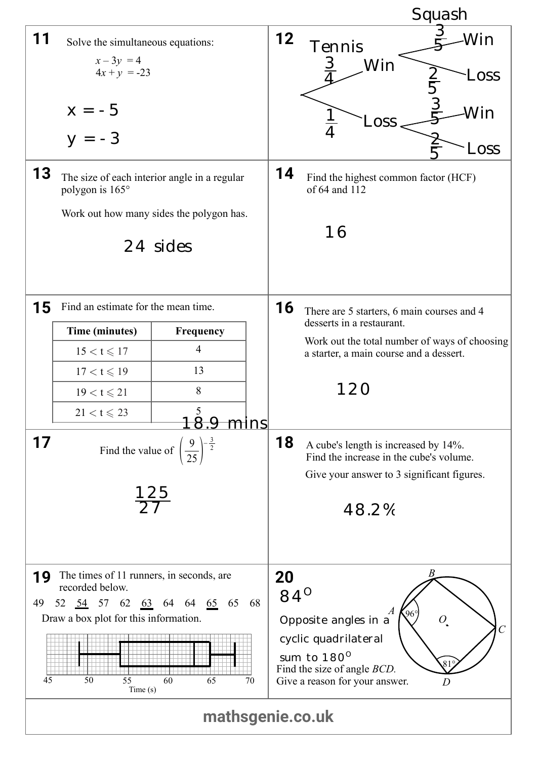**11** Solve the simultaneous equations:

$$x - 3y = 4$$
$$4x + y = -23$$

x = -5

y = -3

**12**

Tennis

Squash

$\frac{3}{4}$ Win

$\frac{3}{5}$ Win

$\frac{2}{5}$ Loss

$\frac{1}{4}$ Loss

$\frac{3}{5}$ Win

$\frac{2}{5}$ Loss

**13** The size of each interior angle in a regular polygon is 165°

Work out how many sides the polygon has.

24 sides

**14** Find the highest common factor (HCF) of 64 and 112

16

**15** Find an estimate for the mean time.

| Time (minutes) | Frequency |
|---|---|
| $15 < t \leqslant 17$ | 4 |
| $17 < t \leqslant 19$ | 13 |
| $19 < t \leqslant 21$ | 8 |
| $21 < t \leqslant 23$ | 5 |

18.9 mins

**16** There are 5 starters, 6 main courses and 4 desserts in a restaurant.

Work out the total number of ways of choosing a starter, a main course and a dessert.

120

**17** Find the value of $\left(\frac{9}{25}\right)^{-\frac{3}{2}}$

$\frac{125}{27}$

**18** A cube's length is increased by 14%. Find the increase in the cube's volume.

Give your answer to 3 significant figures.

48.2%

**19** The times of 11 runners, in seconds, are recorded below.

49 52 54 57 62 63 64 64 65 65 68

Draw a box plot for this information.

45 50 55 60 65 70

Time (s)

**20**

84°

Opposite angles in a cyclic quadrilateral sum to 180°

Find the size of angle *BCD*.
Give a reason for your answer.

B, A, O, C, D, 96°, 81°